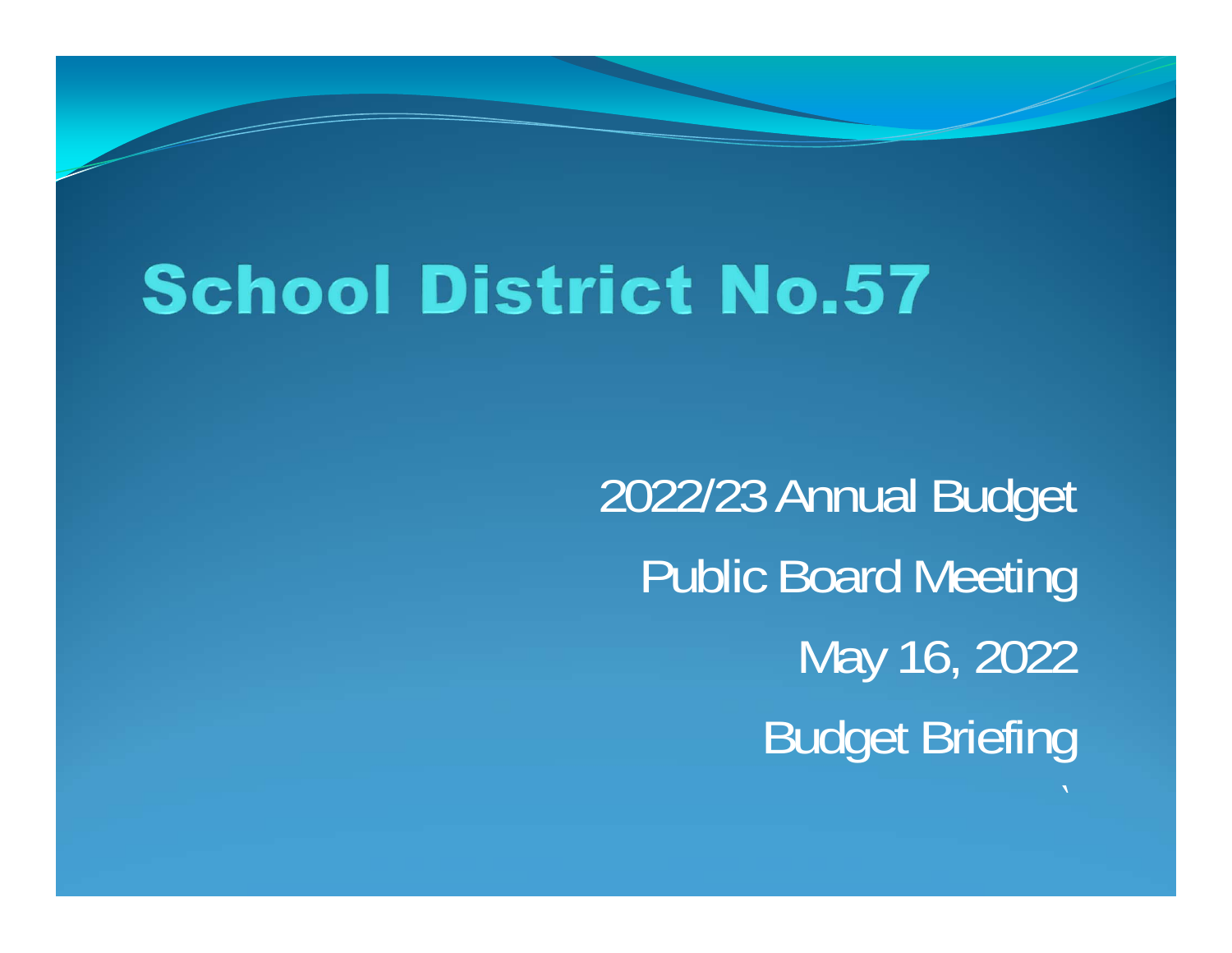# School District No.57

2022/23 Annual Budget

Public Board Meeting

May 16, 2022

Budget Briefing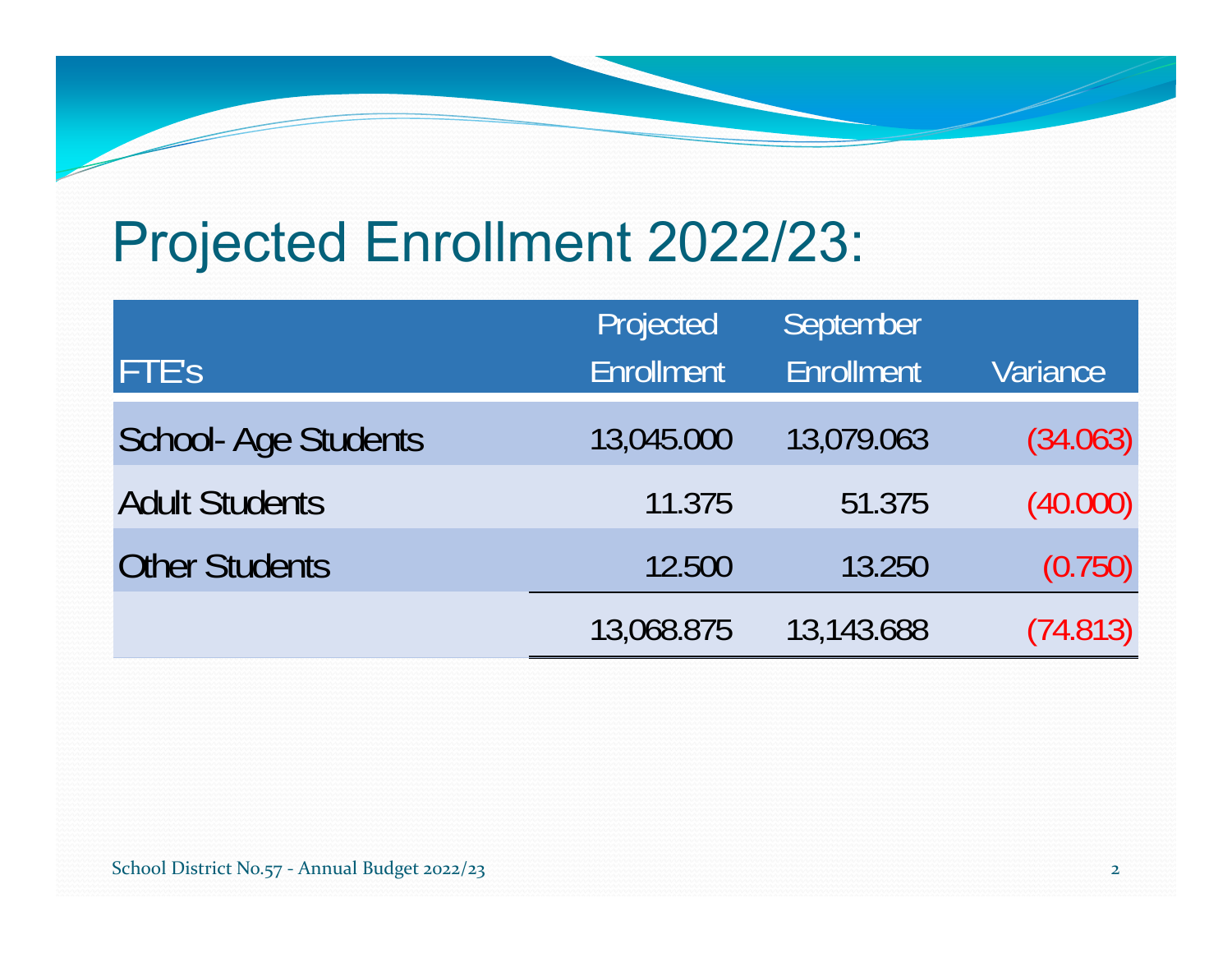# Projected Enrollment 2022/23:

| FTE's | Projected Enrollment | September Enrollment | Variance |
|---|---|---|---|
| School- Age Students | 13,045.000 | 13,079.063 | (34.063) |
| Adult Students | 11.375 | 51.375 | (40.000) |
| Other Students | 12.500 | 13.250 | (0.750) |
| | 13,068.875 | 13,143.688 | (74.813) |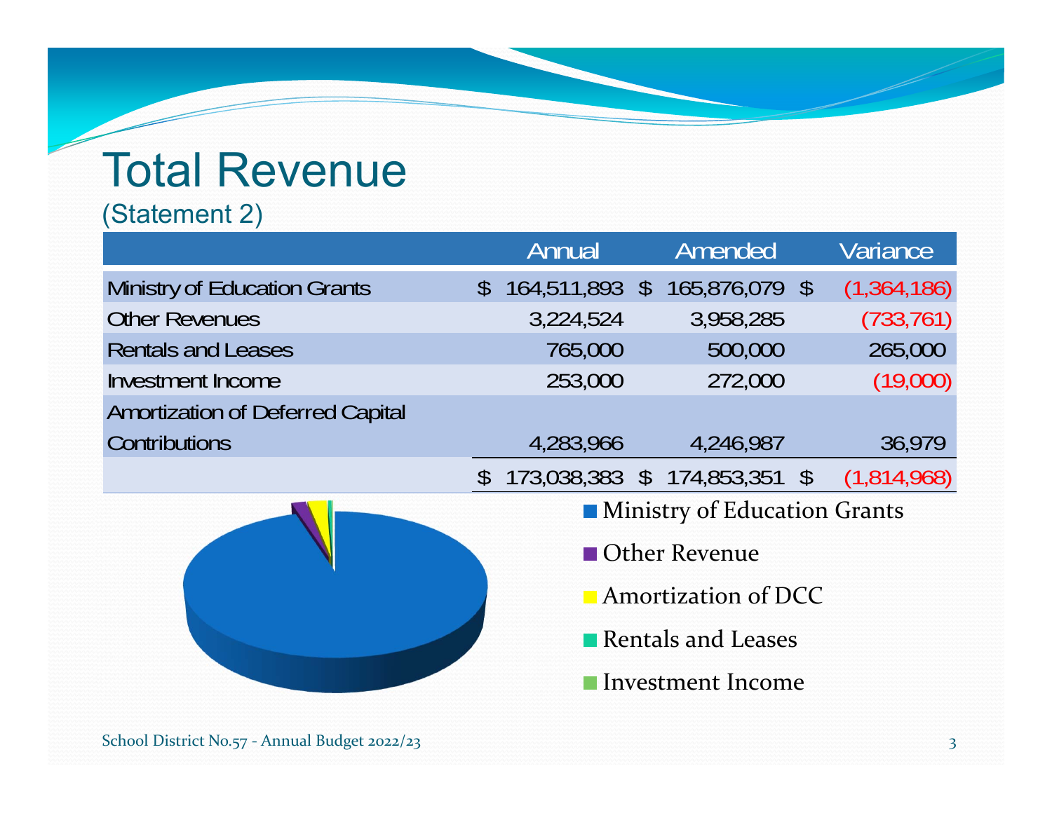# Total Revenue

(Statement 2)

| | Annual | Amended | Variance |
|---|---|---|---|
| Ministry of Education Grants | $ 164,511,893 | $ 165,876,079 | $ (1,364,186) |
| Other Revenues | 3,224,524 | 3,958,285 | (733,761) |
| Rentals and Leases | 765,000 | 500,000 | 265,000 |
| Investment Income | 253,000 | 272,000 | (19,000) |
| Amortization of Deferred Capital Contributions | 4,283,966 | 4,246,987 | 36,979 |
| | $ 173,038,383 | $ 174,853,351 | $ (1,814,968) |

- Ministry of Education Grants
- Other Revenue
- Amortization of DCC
- Rentals and Leases
- Investment Income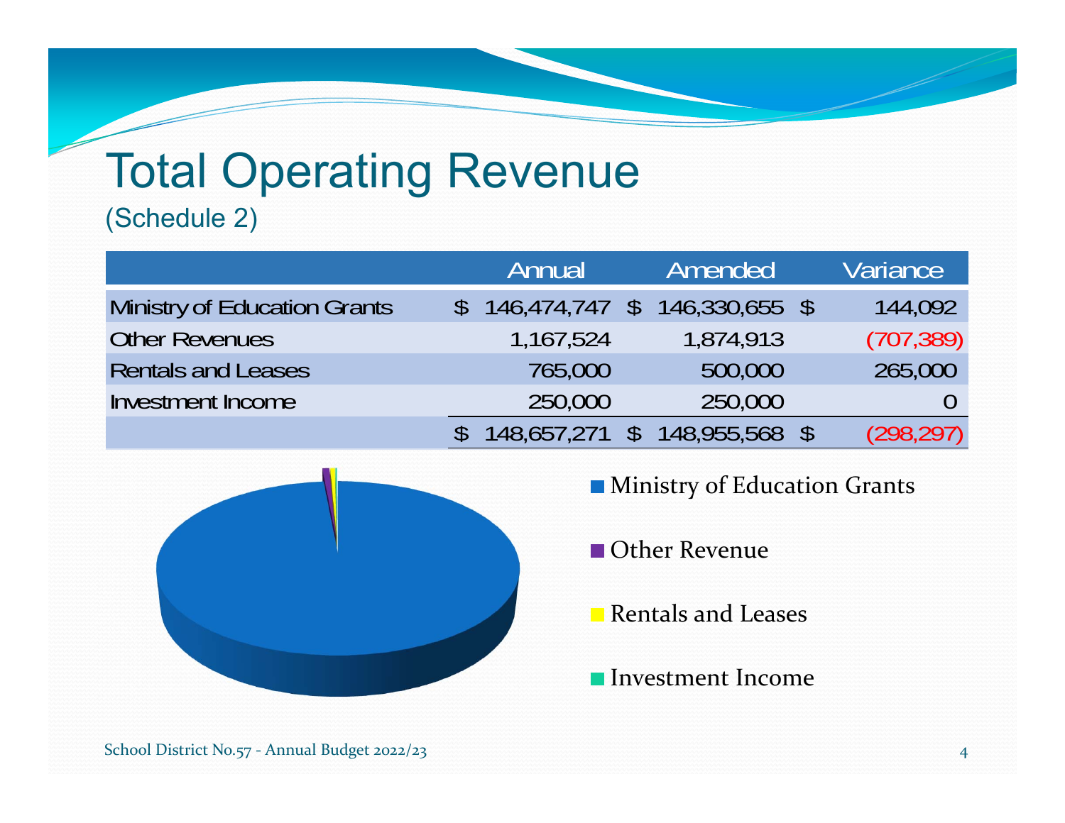# Total Operating Revenue

(Schedule 2)

| | Annual | Amended | Variance |
|---|---|---|---|
| Ministry of Education Grants | $ 146,474,747 | $ 146,330,655 | $ 144,092 |
| Other Revenues | 1,167,524 | 1,874,913 | (707,389) |
| Rentals and Leases | 765,000 | 500,000 | 265,000 |
| Investment Income | 250,000 | 250,000 | 0 |
| | $ 148,657,271 | $ 148,955,568 | $ (298,297) |

- Ministry of Education Grants
- Other Revenue
- Rentals and Leases
- Investment Income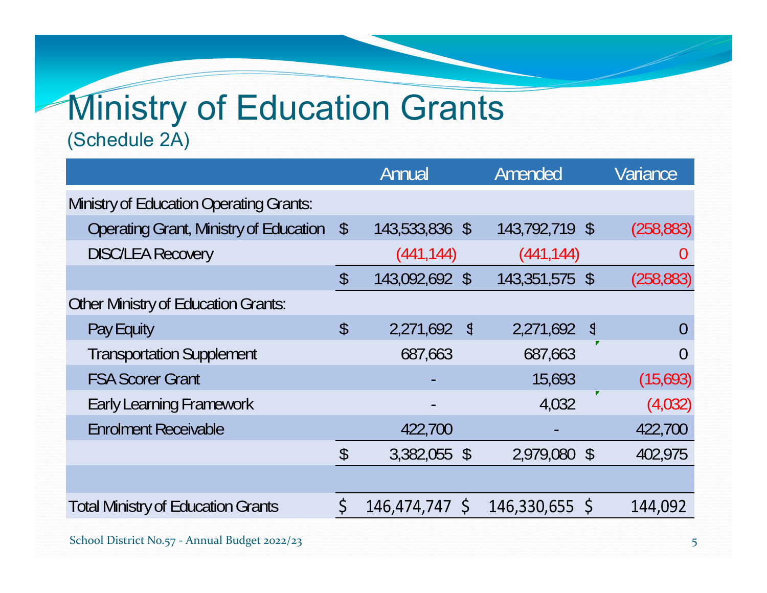# Ministry of Education Grants

(Schedule 2A)

| | Annual | Amended | Variance |
|---|---|---|---|
| Ministry of Education Operating Grants: | | | |
| Operating Grant, Ministry of Education | $ 143,533,836 | $ 143,792,719 | $ (258,883) |
| DISC/LEA Recovery | (441,144) | (441,144) | 0 |
| | $ 143,092,692 | $ 143,351,575 | $ (258,883) |
| Other Ministry of Education Grants: | | | |
| Pay Equity | $ 2,271,692 | $ 2,271,692 | $ 0 |
| Transportation Supplement | 687,663 | 687,663 | 0 |
| FSA Scorer Grant | - | 15,693 | (15,693) |
| Early Learning Framework | - | 4,032 | (4,032) |
| Enrolment Receivable | 422,700 | - | 422,700 |
| | $ 3,382,055 | $ 2,979,080 | $ 402,975 |
| | | | |
| Total Ministry of Education Grants | $ 146,474,747 | $ 146,330,655 | $ 144,092 |

School District No.57 - Annual Budget 2022/23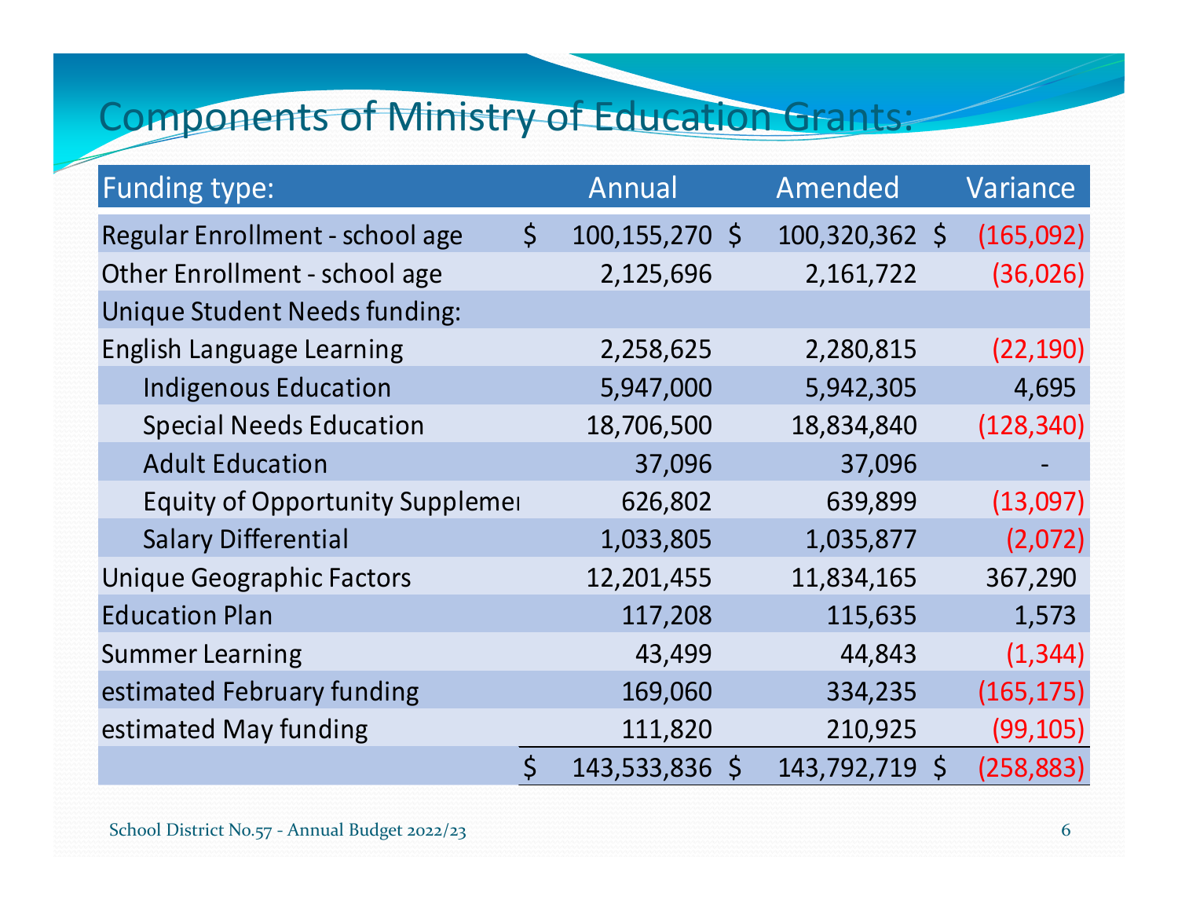# Components of Ministry of Education Grants:

| Funding type: | Annual | Amended | Variance |
|---|---|---|---|
| Regular Enrollment - school age | $ 100,155,270 | $ 100,320,362 | $ (165,092) |
| Other Enrollment - school age | 2,125,696 | 2,161,722 | (36,026) |
| Unique Student Needs funding: | | | |
| English Language Learning | 2,258,625 | 2,280,815 | (22,190) |
| Indigenous Education | 5,947,000 | 5,942,305 | 4,695 |
| Special Needs Education | 18,706,500 | 18,834,840 | (128,340) |
| Adult Education | 37,096 | 37,096 | - |
| Equity of Opportunity Suppleme | 626,802 | 639,899 | (13,097) |
| Salary Differential | 1,033,805 | 1,035,877 | (2,072) |
| Unique Geographic Factors | 12,201,455 | 11,834,165 | 367,290 |
| Education Plan | 117,208 | 115,635 | 1,573 |
| Summer Learning | 43,499 | 44,843 | (1,344) |
| estimated February funding | 169,060 | 334,235 | (165,175) |
| estimated May funding | 111,820 | 210,925 | (99,105) |
| | $ 143,533,836 | $ 143,792,719 | $ (258,883) |

School District No.57 - Annual Budget 2022/23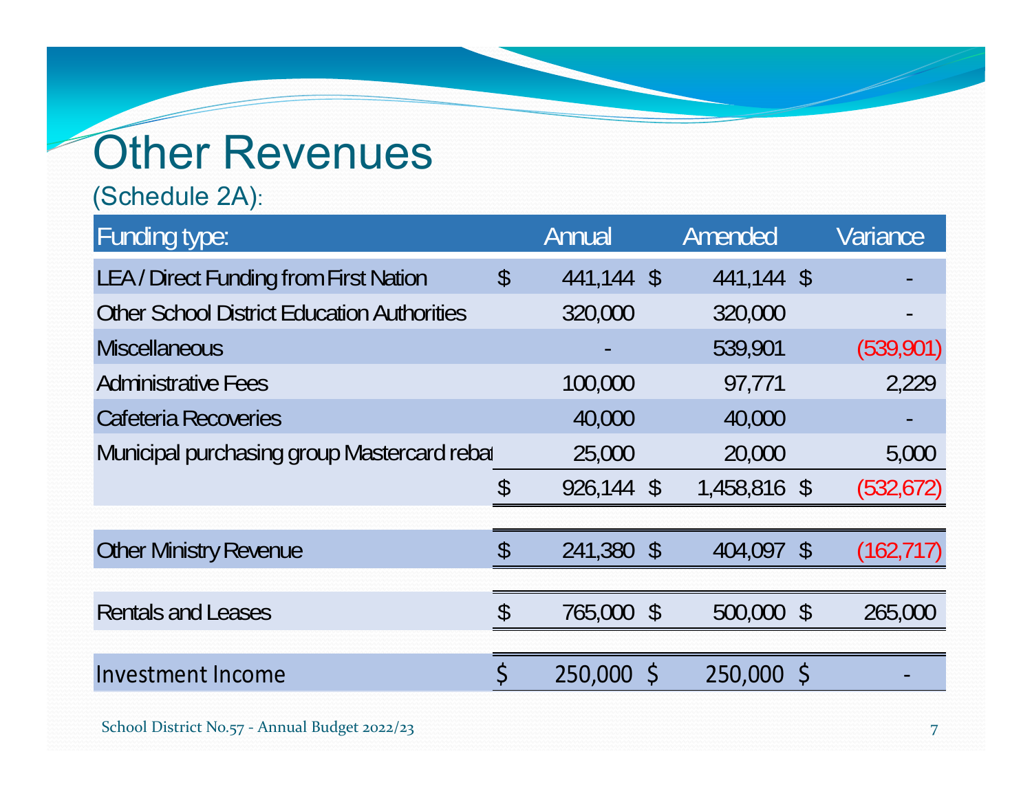# Other Revenues

(Schedule 2A):

| Funding type: | Annual | Amended | Variance |
|---|---|---|---|
| LEA / Direct Funding from First Nation | $ 441,144 | $ 441,144 | $ - |
| Other School District Education Authorities | 320,000 | 320,000 | - |
| Miscellaneous | - | 539,901 | (539,901) |
| Administrative Fees | 100,000 | 97,771 | 2,229 |
| Cafeteria Recoveries | 40,000 | 40,000 | - |
| Municipal purchasing group Mastercard rebat | 25,000 | 20,000 | 5,000 |
| | $ 926,144 | $ 1,458,816 | $ (532,672) |
| | | | |
| Other Ministry Revenue | $ 241,380 | $ 404,097 | $ (162,717) |
| | | | |
| Rentals and Leases | $ 765,000 | $ 500,000 | $ 265,000 |
| | | | |
| Investment Income | $ 250,000 | $ 250,000 | $ - |

School District No.57 - Annual Budget 2022/23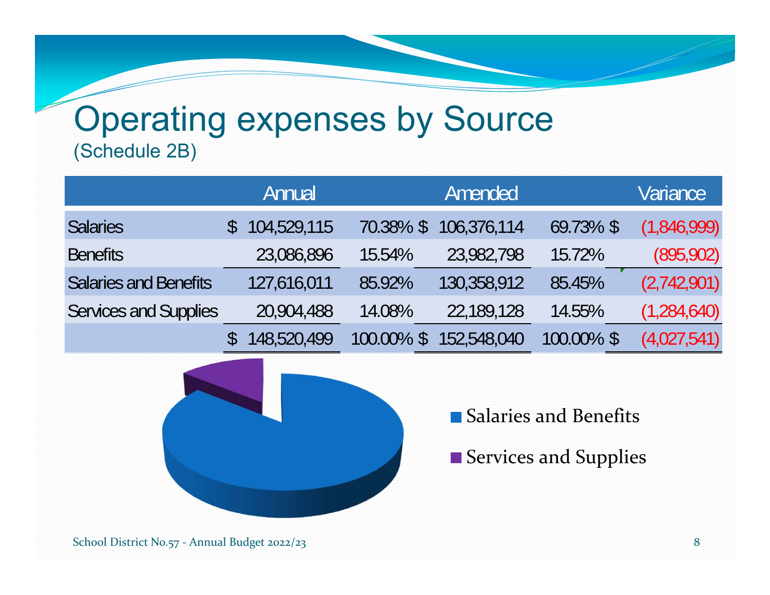# Operating expenses by Source

(Schedule 2B)

| | Annual | | Amended | | Variance |
|---|---|---|---|---|---|
| Salaries | $ 104,529,115 | 70.38% | $ 106,376,114 | 69.73% | $ (1,846,999) |
| Benefits | 23,086,896 | 15.54% | 23,982,798 | 15.72% | (895,902) |
| Salaries and Benefits | 127,616,011 | 85.92% | 130,358,912 | 85.45% | (2,742,901) |
| Services and Supplies | 20,904,488 | 14.08% | 22,189,128 | 14.55% | (1,284,640) |
| | $ 148,520,499 | 100.00% | $ 152,548,040 | 100.00% | $ (4,027,541) |

- Salaries and Benefits
- Services and Supplies

School District No.57 - Annual Budget 2022/23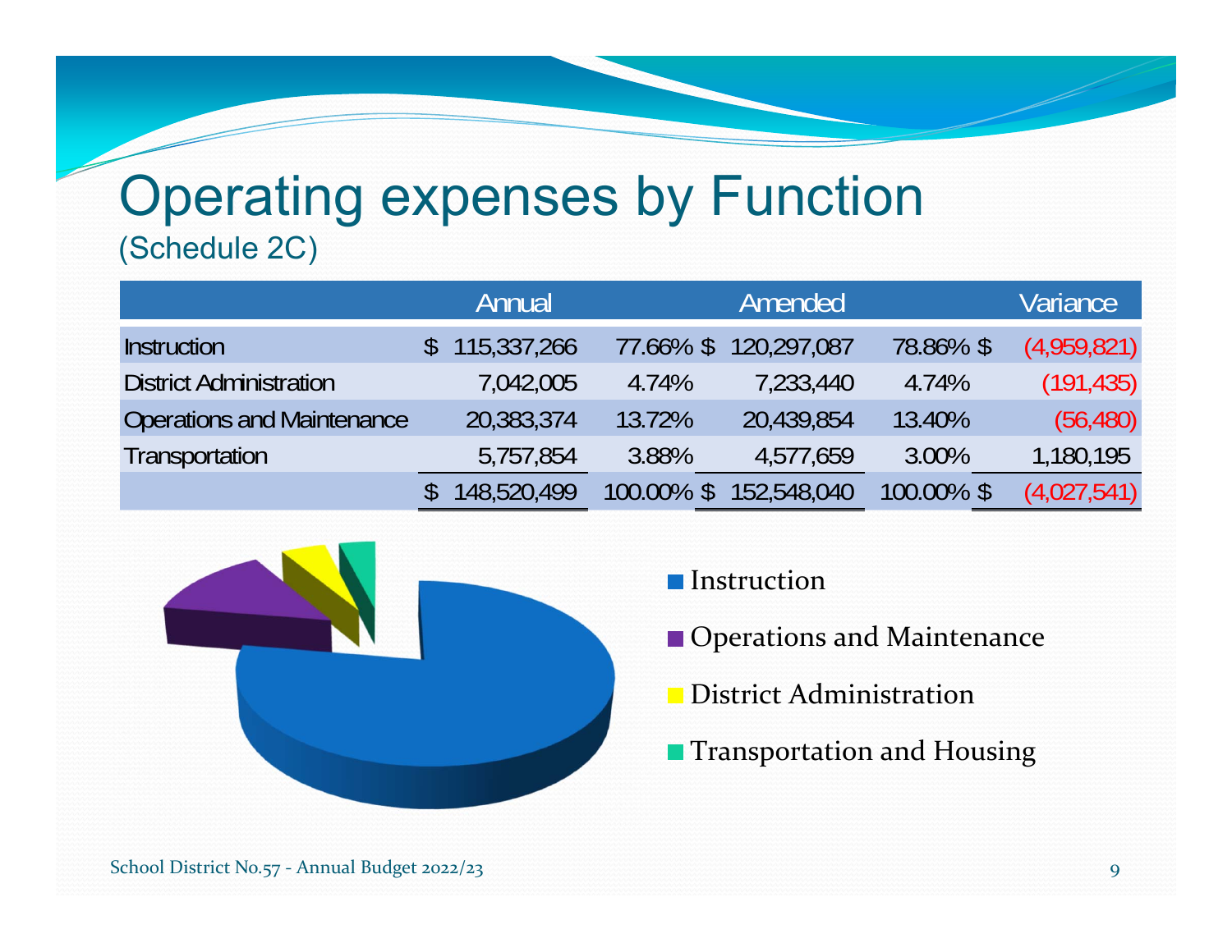# Operating expenses by Function

(Schedule 2C)

| | Annual | | Amended | | Variance |
|---|---|---|---|---|---|
| Instruction | $ 115,337,266 | 77.66% | $ 120,297,087 | 78.86% | $ (4,959,821) |
| District Administration | 7,042,005 | 4.74% | 7,233,440 | 4.74% | (191,435) |
| Operations and Maintenance | 20,383,374 | 13.72% | 20,439,854 | 13.40% | (56,480) |
| Transportation | 5,757,854 | 3.88% | 4,577,659 | 3.00% | 1,180,195 |
| | $ 148,520,499 | 100.00% | $ 152,548,040 | 100.00% | $ (4,027,541) |

- Instruction
- Operations and Maintenance
- District Administration
- Transportation and Housing

School District No.57 - Annual Budget 2022/23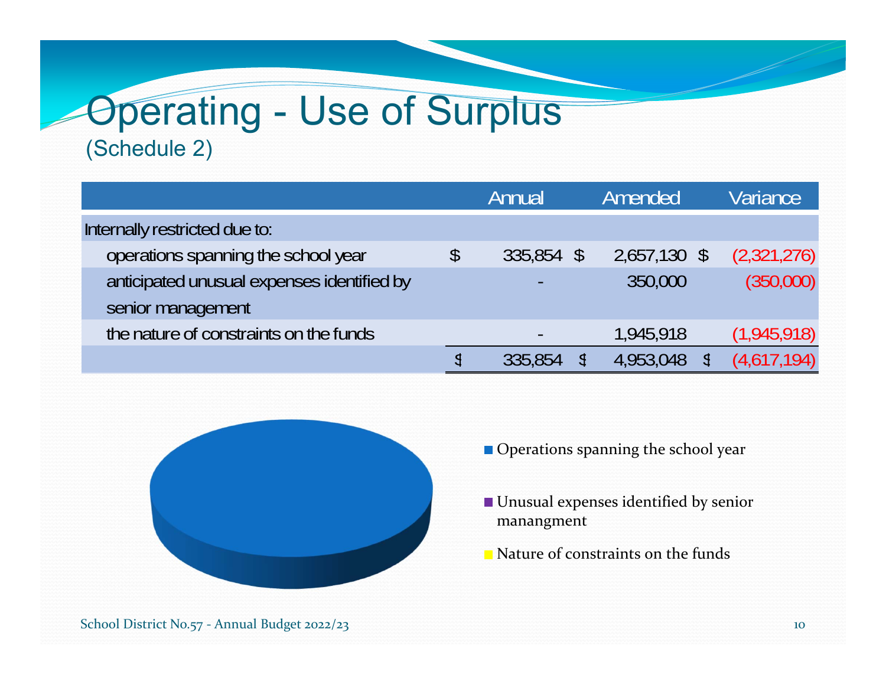# Operating - Use of Surplus

(Schedule 2)

| | Annual | Amended | Variance |
|---|---|---|---|
| Internally restricted due to: | | | |
| operations spanning the school year | $ 335,854 | $ 2,657,130 | $ (2,321,276) |
| anticipated unusual expenses identified by senior management | - | 350,000 | (350,000) |
| the nature of constraints on the funds | - | 1,945,918 | (1,945,918) |
| | $ 335,854 | $ 4,953,048 | $ (4,617,194) |

- Operations spanning the school year
- Unusual expenses identified by senior manangment
- Nature of constraints on the funds

School District No.57 - Annual Budget 2022/23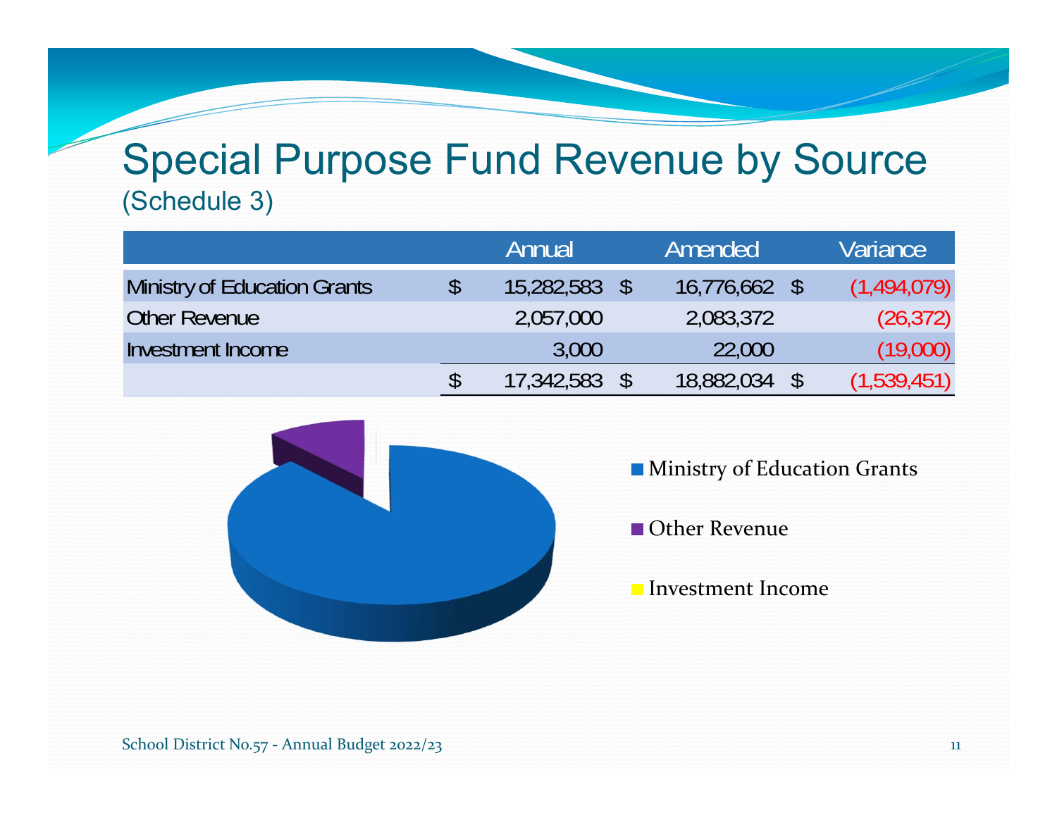# Special Purpose Fund Revenue by Source

(Schedule 3)

| | Annual | Amended | Variance |
|---|---|---|---|
| Ministry of Education Grants | $ 15,282,583 | $ 16,776,662 | $ (1,494,079) |
| Other Revenue | 2,057,000 | 2,083,372 | (26,372) |
| Investment Income | 3,000 | 22,000 | (19,000) |
| | $ 17,342,583 | $ 18,882,034 | $ (1,539,451) |

- Ministry of Education Grants
- Other Revenue
- Investment Income

School District No.57 - Annual Budget 2022/23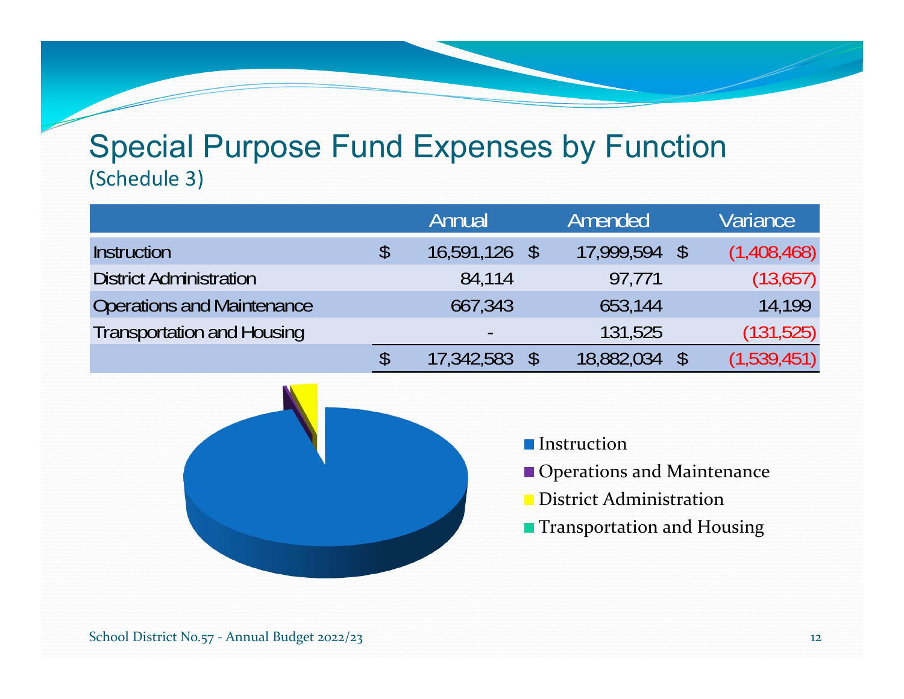# Special Purpose Fund Expenses by Function

(Schedule 3)

| | Annual | Amended | Variance |
|---|---|---|---|
| Instruction | $ 16,591,126 | $ 17,999,594 | $ (1,408,468) |
| District Administration | 84,114 | 97,771 | (13,657) |
| Operations and Maintenance | 667,343 | 653,144 | 14,199 |
| Transportation and Housing | - | 131,525 | (131,525) |
| | $ 17,342,583 | $ 18,882,034 | $ (1,539,451) |

- Instruction
- Operations and Maintenance
- District Administration
- Transportation and Housing

School District No.57 - Annual Budget 2022/23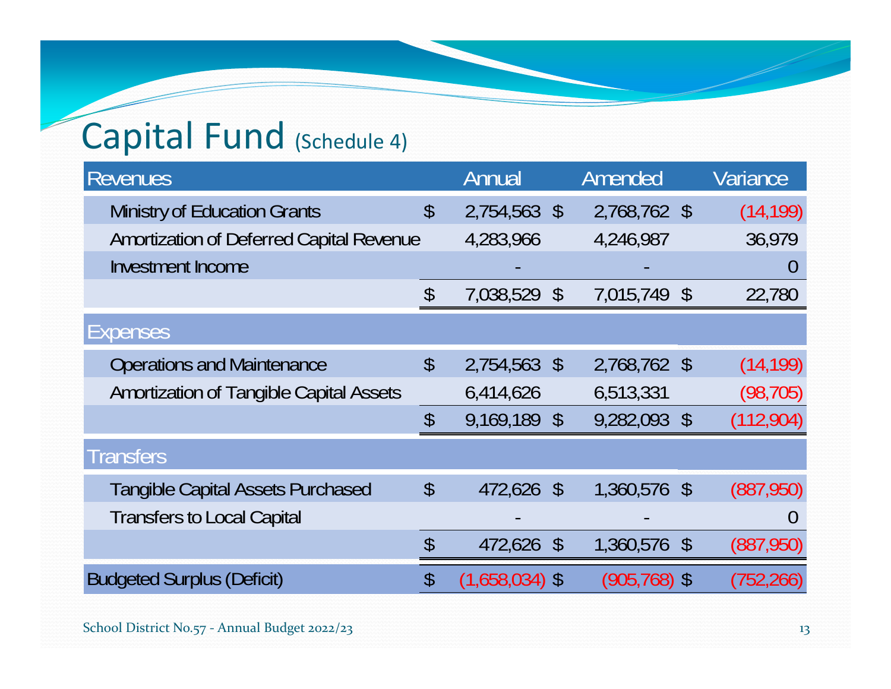# Capital Fund (Schedule 4)

| Revenues | Annual | Amended | Variance |
|---|---|---|---|
| Ministry of Education Grants | $ 2,754,563 | $ 2,768,762 | $ (14,199) |
| Amortization of Deferred Capital Revenue | 4,283,966 | 4,246,987 | 36,979 |
| Investment Income | - | - | 0 |
| | $ 7,038,529 | $ 7,015,749 | $ 22,780 |
| **Expenses** | | | |
| Operations and Maintenance | $ 2,754,563 | $ 2,768,762 | $ (14,199) |
| Amortization of Tangible Capital Assets | 6,414,626 | 6,513,331 | (98,705) |
| | $ 9,169,189 | $ 9,282,093 | $ (112,904) |
| **Transfers** | | | |
| Tangible Capital Assets Purchased | $ 472,626 | $ 1,360,576 | $ (887,950) |
| Transfers to Local Capital | - | - | 0 |
| | $ 472,626 | $ 1,360,576 | $ (887,950) |
| **Budgeted Surplus (Deficit)** | $ (1,658,034) | $ (905,768) | $ (752,266) |

School District No.57 - Annual Budget 2022/23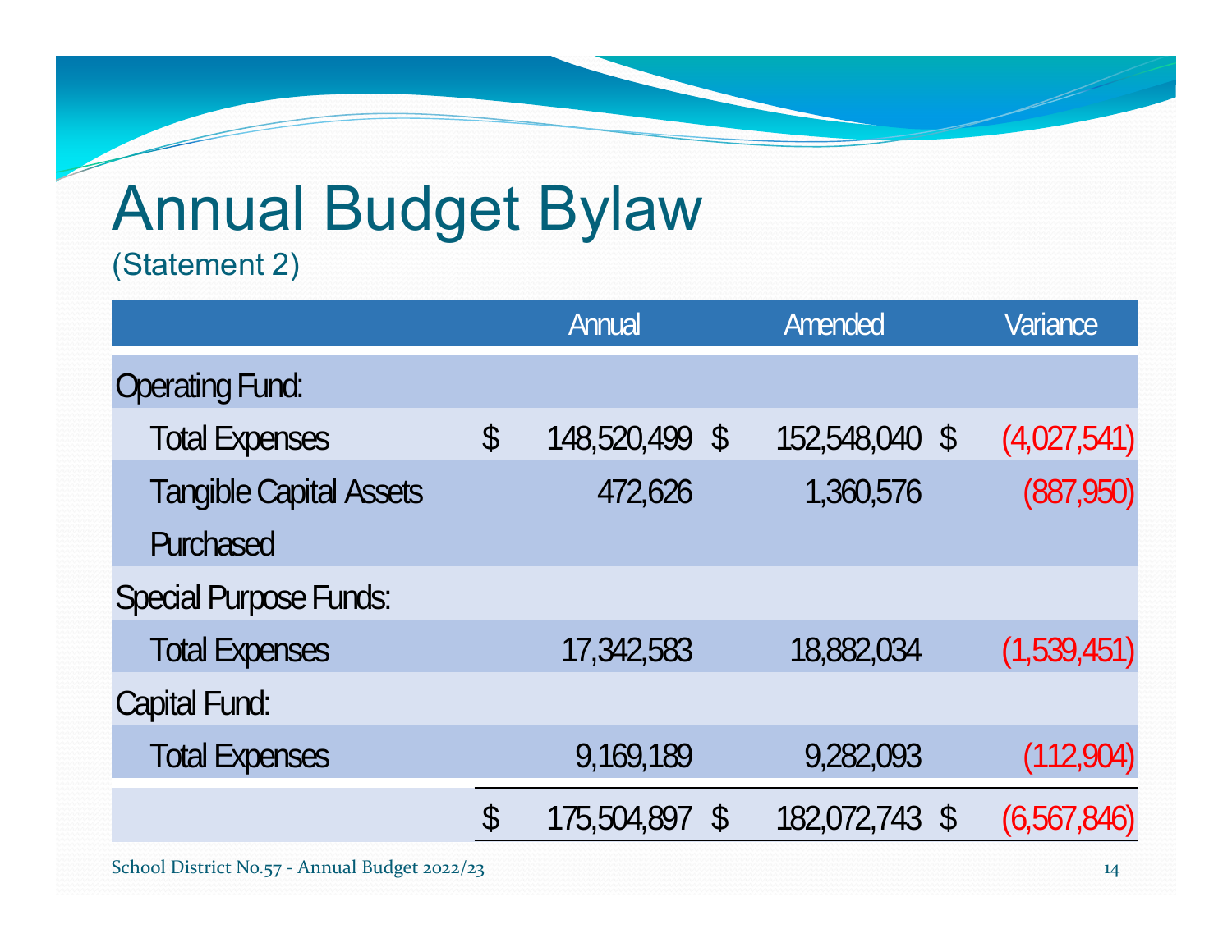# Annual Budget Bylaw

(Statement 2)

| | Annual | Amended | Variance |
|---|---|---|---|
| Operating Fund: | | | |
| Total Expenses | $ 148,520,499 | $ 152,548,040 | $ (4,027,541) |
| Tangible Capital Assets Purchased | 472,626 | 1,360,576 | (887,950) |
| Special Purpose Funds: | | | |
| Total Expenses | 17,342,583 | 18,882,034 | (1,539,451) |
| Capital Fund: | | | |
| Total Expenses | 9,169,189 | 9,282,093 | (112,904) |
| | $ 175,504,897 | $ 182,072,743 | $ (6,567,846) |

School District No.57 - Annual Budget 2022/23